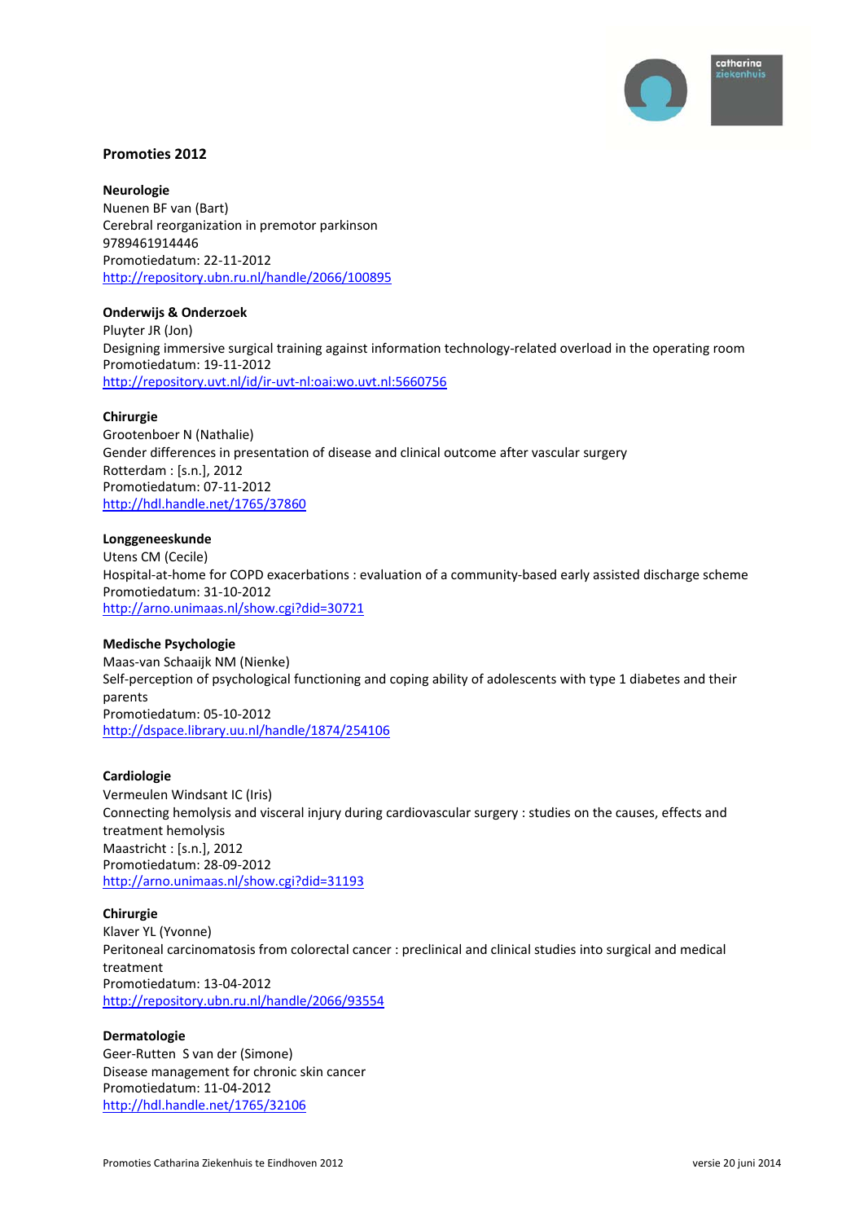# Promoties 2012

**Neurologie**
Nuenen BF van (Bart)
Cerebral reorganization in premotor parkinson
9789461914446
Promotiedatum: 22-11-2012
http://repository.ubn.ru.nl/handle/2066/100895

**Onderwijs & Onderzoek**
Pluyter JR (Jon)
Designing immersive surgical training against information technology-related overload in the operating room
Promotiedatum: 19-11-2012
http://repository.uvt.nl/id/ir-uvt-nl:oai:wo.uvt.nl:5660756

**Chirurgie**
Grootenboer N (Nathalie)
Gender differences in presentation of disease and clinical outcome after vascular surgery
Rotterdam : [s.n.], 2012
Promotiedatum: 07-11-2012
http://hdl.handle.net/1765/37860

**Longgeneeskunde**
Utens CM (Cecile)
Hospital-at-home for COPD exacerbations : evaluation of a community-based early assisted discharge scheme
Promotiedatum: 31-10-2012
http://arno.unimaas.nl/show.cgi?did=30721

**Medische Psychologie**
Maas-van Schaaijk NM (Nienke)
Self-perception of psychological functioning and coping ability of adolescents with type 1 diabetes and their parents
Promotiedatum: 05-10-2012
http://dspace.library.uu.nl/handle/1874/254106

**Cardiologie**
Vermeulen Windsant IC (Iris)
Connecting hemolysis and visceral injury during cardiovascular surgery : studies on the causes, effects and treatment hemolysis
Maastricht : [s.n.], 2012
Promotiedatum: 28-09-2012
http://arno.unimaas.nl/show.cgi?did=31193

**Chirurgie**
Klaver YL (Yvonne)
Peritoneal carcinomatosis from colorectal cancer : preclinical and clinical studies into surgical and medical treatment
Promotiedatum: 13-04-2012
http://repository.ubn.ru.nl/handle/2066/93554

**Dermatologie**
Geer-Rutten S van der (Simone)
Disease management for chronic skin cancer
Promotiedatum: 11-04-2012
http://hdl.handle.net/1765/32106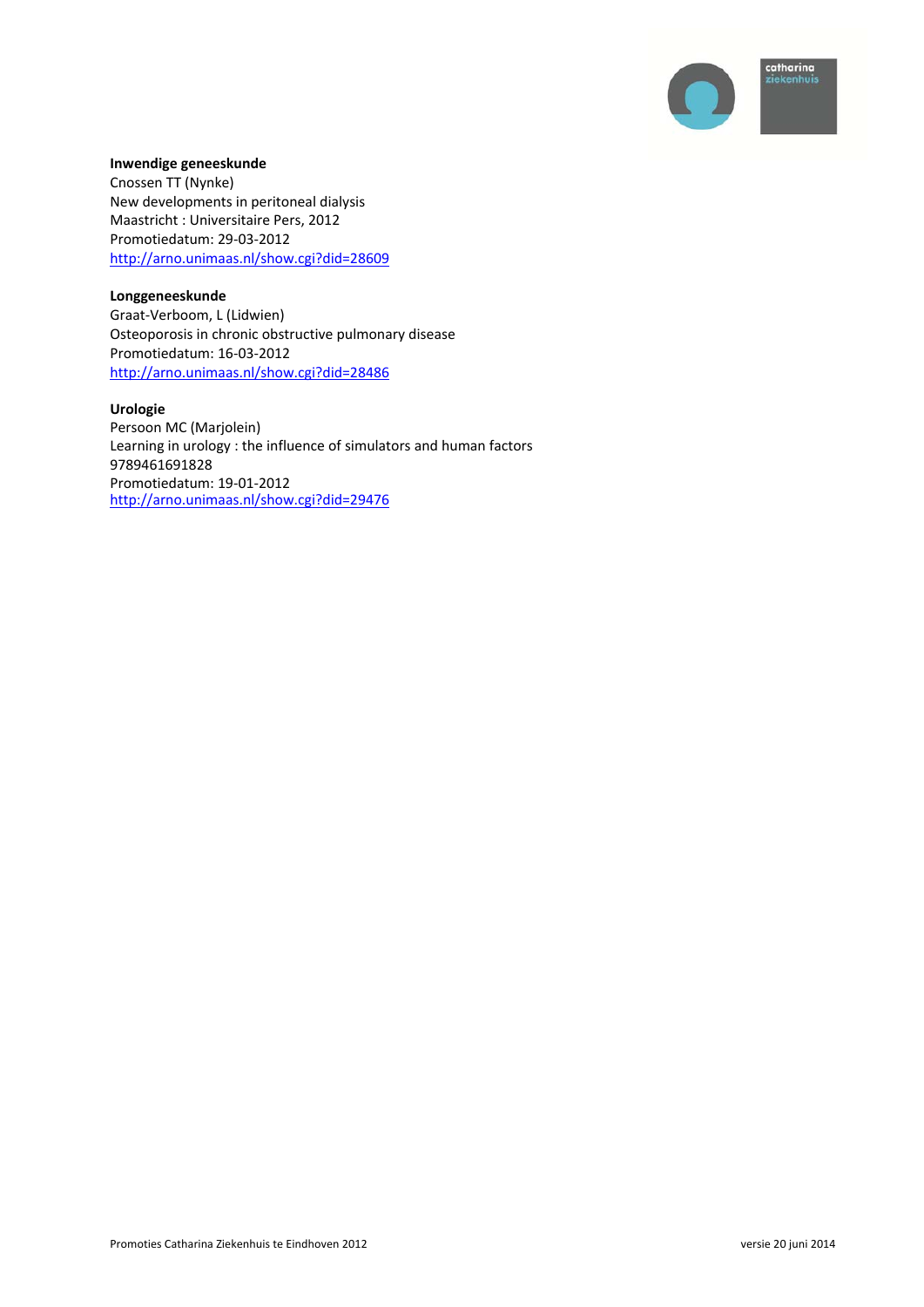**Inwendige geneeskunde**
Cnossen TT (Nynke)
New developments in peritoneal dialysis
Maastricht : Universitaire Pers, 2012
Promotiedatum: 29-03-2012
http://arno.unimaas.nl/show.cgi?did=28609

**Longgeneeskunde**
Graat-Verboom, L (Lidwien)
Osteoporosis in chronic obstructive pulmonary disease
Promotiedatum: 16-03-2012
http://arno.unimaas.nl/show.cgi?did=28486

**Urologie**
Persoon MC (Marjolein)
Learning in urology : the influence of simulators and human factors
9789461691828
Promotiedatum: 19-01-2012
http://arno.unimaas.nl/show.cgi?did=29476